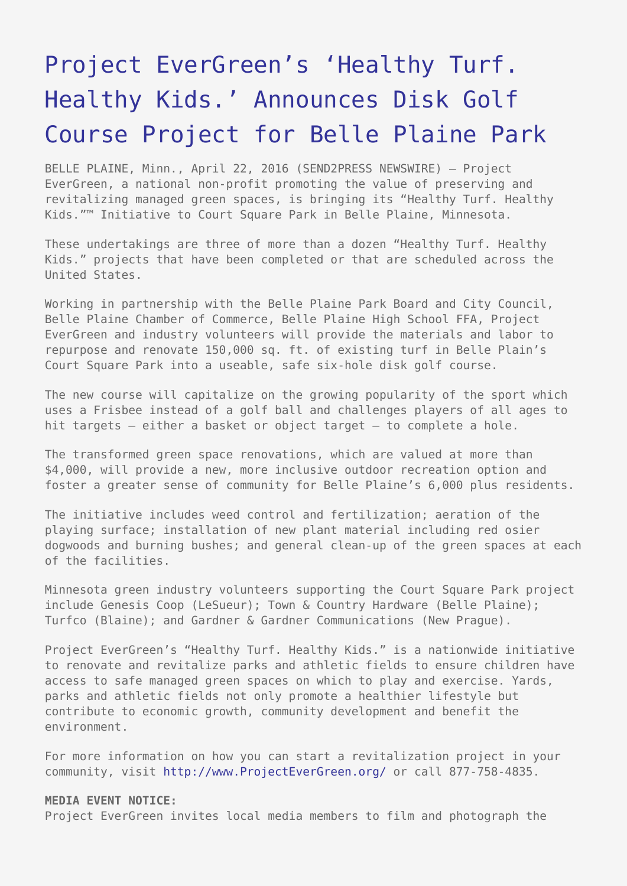# Project EverGreen's 'Healthy Turf. Healthy Kids.' Announces Disk Golf Course Project for Belle Plaine Park

BELLE PLAINE, Minn., April 22, 2016 (SEND2PRESS NEWSWIRE) — Project EverGreen, a national non-profit promoting the value of preserving and revitalizing managed green spaces, is bringing its "Healthy Turf. Healthy Kids."™ Initiative to Court Square Park in Belle Plaine, Minnesota.

These undertakings are three of more than a dozen "Healthy Turf. Healthy Kids." projects that have been completed or that are scheduled across the United States.

Working in partnership with the Belle Plaine Park Board and City Council, Belle Plaine Chamber of Commerce, Belle Plaine High School FFA, Project EverGreen and industry volunteers will provide the materials and labor to repurpose and renovate 150,000 sq. ft. of existing turf in Belle Plain's Court Square Park into a useable, safe six-hole disk golf course.

The new course will capitalize on the growing popularity of the sport which uses a Frisbee instead of a golf ball and challenges players of all ages to hit targets – either a basket or object target – to complete a hole.

The transformed green space renovations, which are valued at more than $4,000, will provide a new, more inclusive outdoor recreation option and foster a greater sense of community for Belle Plaine's 6,000 plus residents.

The initiative includes weed control and fertilization; aeration of the playing surface; installation of new plant material including red osier dogwoods and burning bushes; and general clean-up of the green spaces at each of the facilities.

Minnesota green industry volunteers supporting the Court Square Park project include Genesis Coop (LeSueur); Town & Country Hardware (Belle Plaine); Turfco (Blaine); and Gardner & Gardner Communications (New Prague).

Project EverGreen's "Healthy Turf. Healthy Kids." is a nationwide initiative to renovate and revitalize parks and athletic fields to ensure children have access to safe managed green spaces on which to play and exercise. Yards, parks and athletic fields not only promote a healthier lifestyle but contribute to economic growth, community development and benefit the environment.

For more information on how you can start a revitalization project in your community, visit http://www.ProjectEverGreen.org/ or call 877-758-4835.

**MEDIA EVENT NOTICE:**
Project EverGreen invites local media members to film and photograph the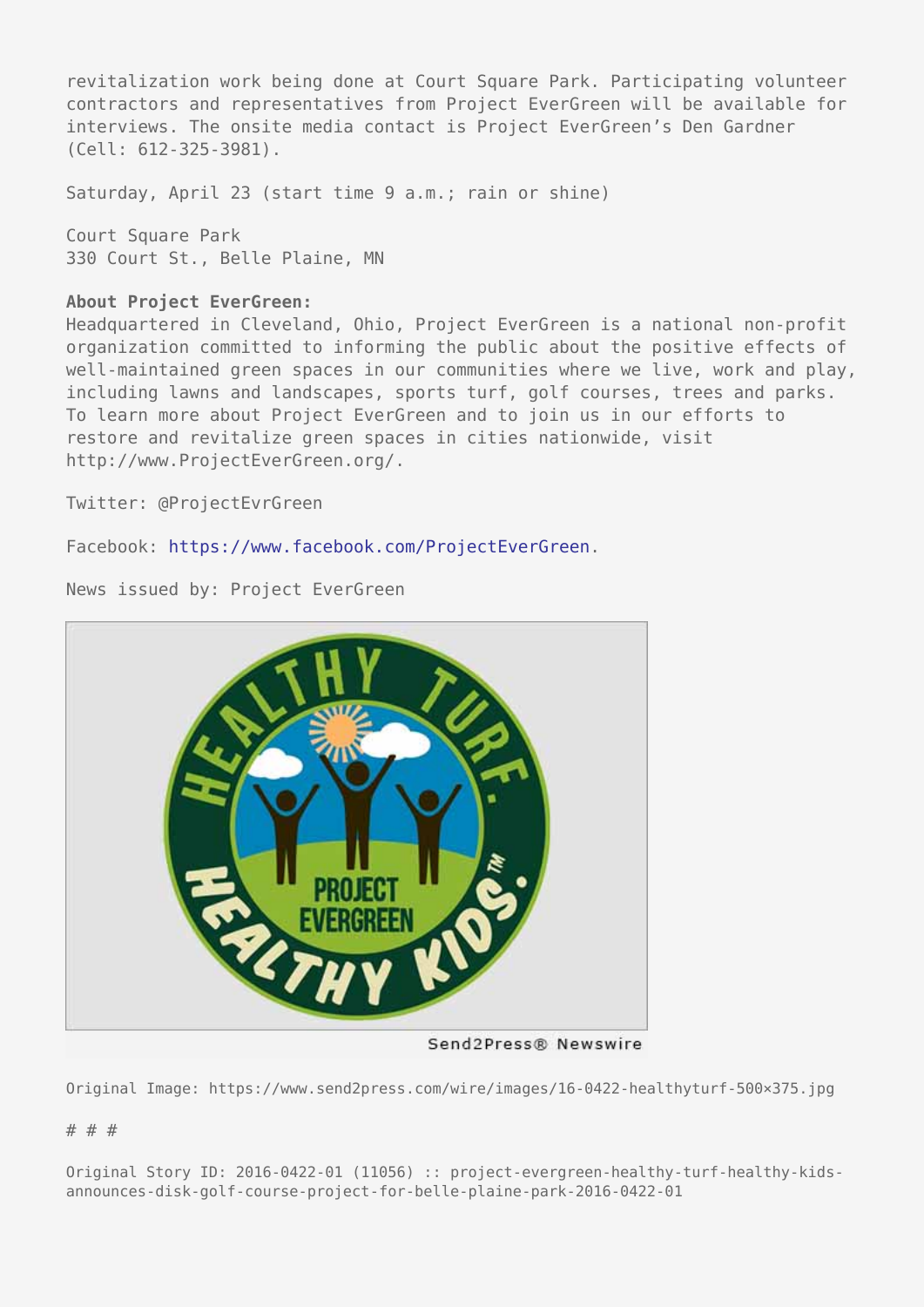revitalization work being done at Court Square Park. Participating volunteer contractors and representatives from Project EverGreen will be available for interviews. The onsite media contact is Project EverGreen's Den Gardner (Cell: 612-325-3981).

Saturday, April 23 (start time 9 a.m.; rain or shine)

Court Square Park
330 Court St., Belle Plaine, MN

**About Project EverGreen:**
Headquartered in Cleveland, Ohio, Project EverGreen is a national non-profit organization committed to informing the public about the positive effects of well-maintained green spaces in our communities where we live, work and play, including lawns and landscapes, sports turf, golf courses, trees and parks. To learn more about Project EverGreen and to join us in our efforts to restore and revitalize green spaces in cities nationwide, visit http://www.ProjectEverGreen.org/.

Twitter: @ProjectEvrGreen

Facebook: https://www.facebook.com/ProjectEverGreen.

News issued by: Project EverGreen

Send2Press® Newswire

Original Image: https://www.send2press.com/wire/images/16-0422-healthyturf-500×375.jpg

# # #

Original Story ID: 2016-0422-01 (11056) :: project-evergreen-healthy-turf-healthy-kids-announces-disk-golf-course-project-for-belle-plaine-park-2016-0422-01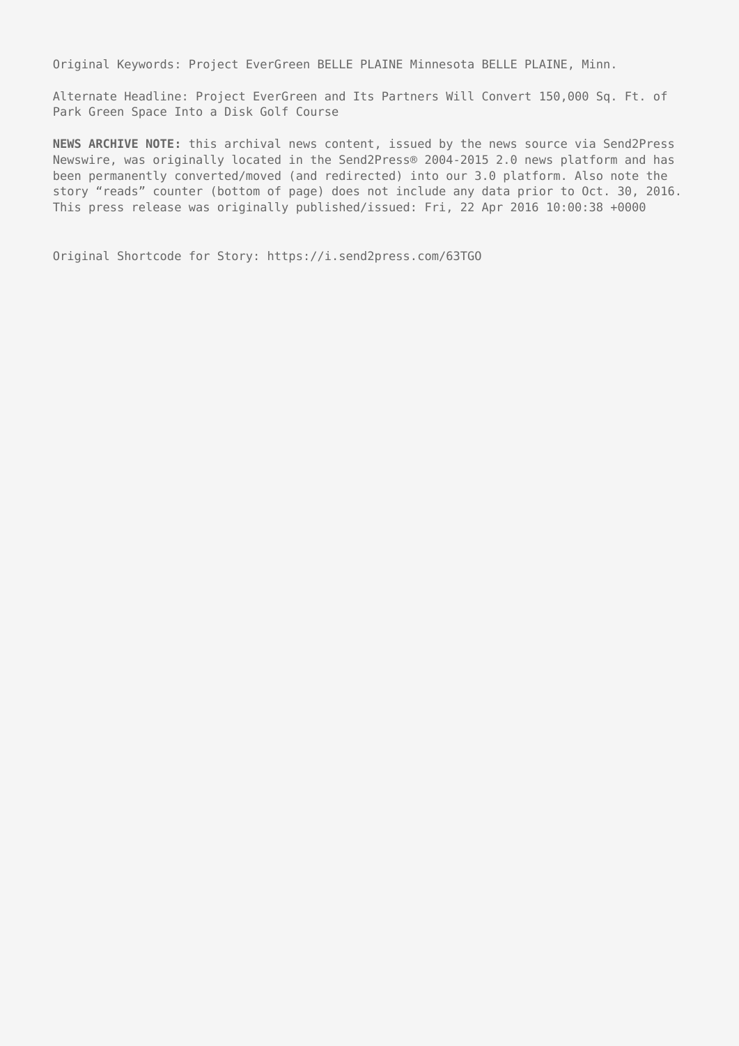Original Keywords: Project EverGreen BELLE PLAINE Minnesota BELLE PLAINE, Minn.

Alternate Headline: Project EverGreen and Its Partners Will Convert 150,000 Sq. Ft. of Park Green Space Into a Disk Golf Course

**NEWS ARCHIVE NOTE:** this archival news content, issued by the news source via Send2Press Newswire, was originally located in the Send2Press® 2004-2015 2.0 news platform and has been permanently converted/moved (and redirected) into our 3.0 platform. Also note the story "reads" counter (bottom of page) does not include any data prior to Oct. 30, 2016. This press release was originally published/issued: Fri, 22 Apr 2016 10:00:38 +0000

Original Shortcode for Story: https://i.send2press.com/63TGO